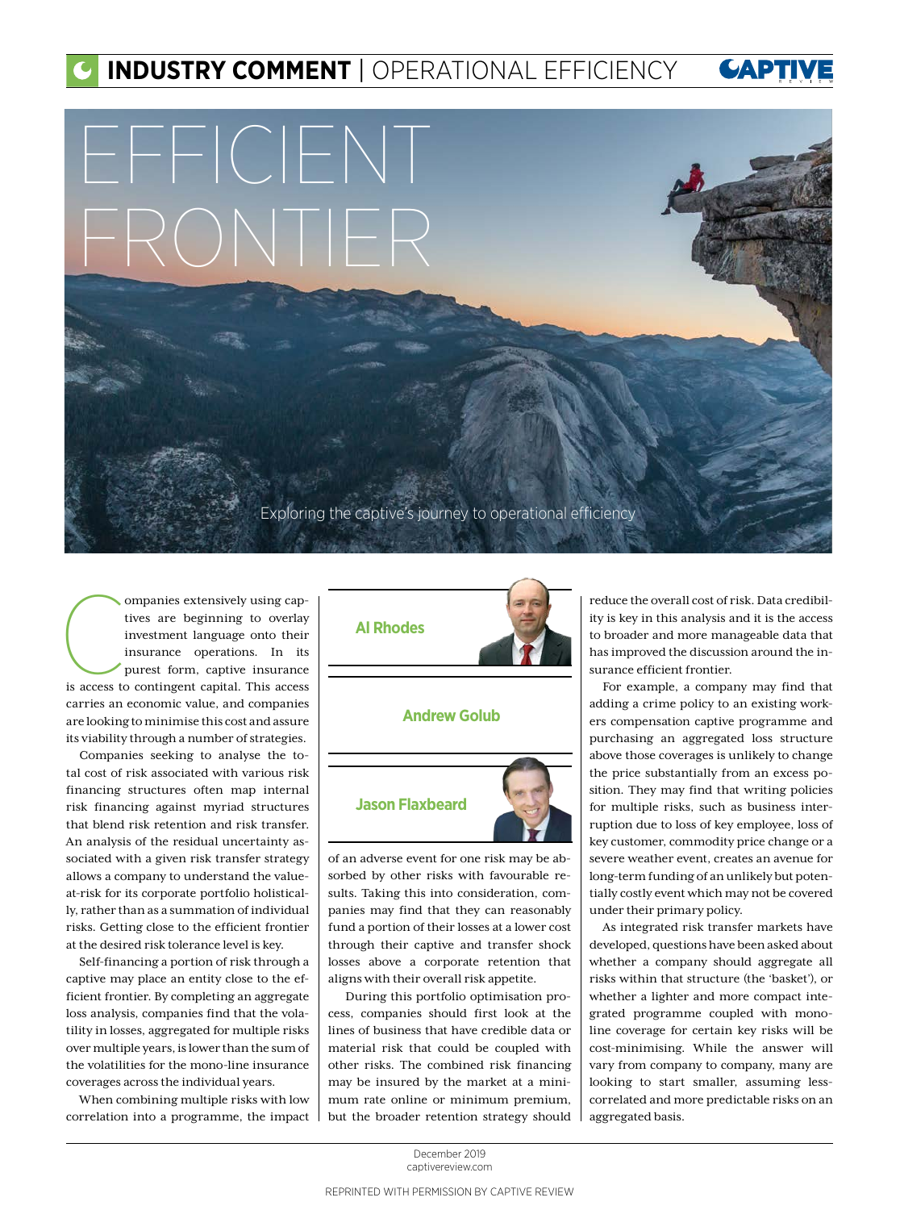# EFFICIENT FRONTIER

Exploring the captive's journey to operational efficiency

**Al Rhodes**

**Andrew Golub**

**Jason Flaxbeard**

Companies extensively using captives are beginning to overlay investment language onto their insurance operations. In its purest form, captive insurance is access to contingent capital. This access carries an economic value, and companies are looking to minimise this cost and assure its viability through a number of strategies.

Companies seeking to analyse the total cost of risk associated with various risk financing structures often map internal risk financing against myriad structures that blend risk retention and risk transfer. An analysis of the residual uncertainty associated with a given risk transfer strategy allows a company to understand the value-at-risk for its corporate portfolio holistically, rather than as a summation of individual risks. Getting close to the efficient frontier at the desired risk tolerance level is key.

Self-financing a portion of risk through a captive may place an entity close to the efficient frontier. By completing an aggregate loss analysis, companies find that the volatility in losses, aggregated for multiple risks over multiple years, is lower than the sum of the volatilities for the mono-line insurance coverages across the individual years.

When combining multiple risks with low correlation into a programme, the impact of an adverse event for one risk may be absorbed by other risks with favourable results. Taking this into consideration, companies may find that they can reasonably fund a portion of their losses at a lower cost through their captive and transfer shock losses above a corporate retention that aligns with their overall risk appetite.

During this portfolio optimisation process, companies should first look at the lines of business that have credible data or material risk that could be coupled with other risks. The combined risk financing may be insured by the market at a minimum rate online or minimum premium, but the broader retention strategy should reduce the overall cost of risk. Data credibility is key in this analysis and it is the access to broader and more manageable data that has improved the discussion around the insurance efficient frontier.

For example, a company may find that adding a crime policy to an existing workers compensation captive programme and purchasing an aggregated loss structure above those coverages is unlikely to change the price substantially from an excess position. They may find that writing policies for multiple risks, such as business interruption due to loss of key employee, loss of key customer, commodity price change or a severe weather event, creates an avenue for long-term funding of an unlikely but potentially costly event which may not be covered under their primary policy.

As integrated risk transfer markets have developed, questions have been asked about whether a company should aggregate all risks within that structure (the 'basket'), or whether a lighter and more compact integrated programme coupled with mono-line coverage for certain key risks will be cost-minimising. While the answer will vary from company to company, many are looking to start smaller, assuming less-correlated and more predictable risks on an aggregated basis.

REPRINTED WITH PERMISSION BY CAPTIVE REVIEW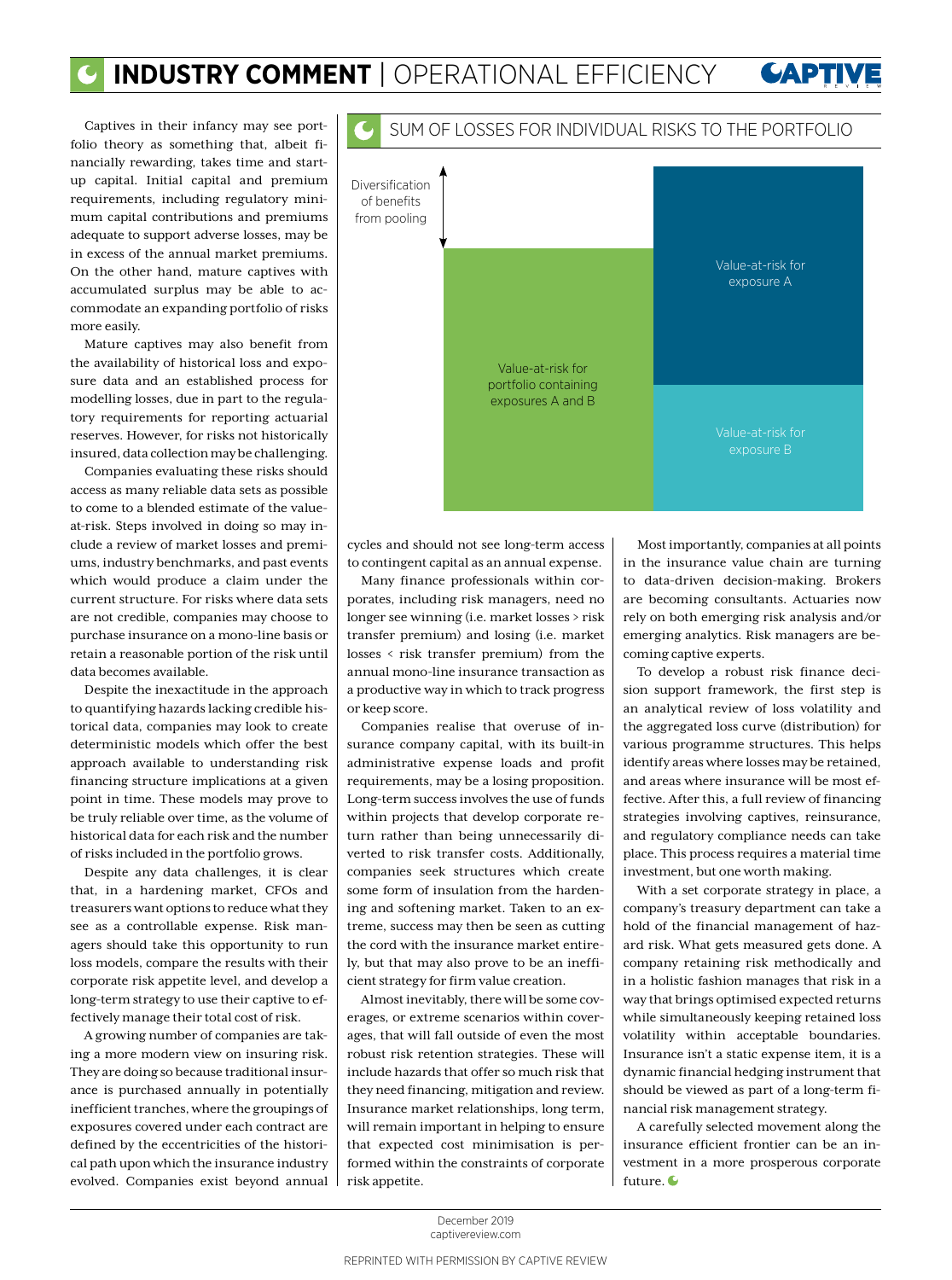Captives in their infancy may see portfolio theory as something that, albeit financially rewarding, takes time and start-up capital. Initial capital and premium requirements, including regulatory minimum capital contributions and premiums adequate to support adverse losses, may be in excess of the annual market premiums. On the other hand, mature captives with accumulated surplus may be able to accommodate an expanding portfolio of risks more easily.

Mature captives may also benefit from the availability of historical loss and exposure data and an established process for modelling losses, due in part to the regulatory requirements for reporting actuarial reserves. However, for risks not historically insured, data collection may be challenging.

Companies evaluating these risks should access as many reliable data sets as possible to come to a blended estimate of the value-at-risk. Steps involved in doing so may include a review of market losses and premiums, industry benchmarks, and past events which would produce a claim under the current structure. For risks where data sets are not credible, companies may choose to purchase insurance on a mono-line basis or retain a reasonable portion of the risk until data becomes available.

Despite the inexactitude in the approach to quantifying hazards lacking credible historical data, companies may look to create deterministic models which offer the best approach available to understanding risk financing structure implications at a given point in time. These models may prove to be truly reliable over time, as the volume of historical data for each risk and the number of risks included in the portfolio grows.

Despite any data challenges, it is clear that, in a hardening market, CFOs and treasurers want options to reduce what they see as a controllable expense. Risk managers should take this opportunity to run loss models, compare the results with their corporate risk appetite level, and develop a long-term strategy to use their captive to effectively manage their total cost of risk.

A growing number of companies are taking a more modern view on insuring risk. They are doing so because traditional insurance is purchased annually in potentially inefficient tranches, where the groupings of exposures covered under each contract are defined by the eccentricities of the historical path upon which the insurance industry evolved. Companies exist beyond annual cycles and should not see long-term access to contingent capital as an annual expense.

## SUM OF LOSSES FOR INDIVIDUAL RISKS TO THE PORTFOLIO

Diversification of benefits from pooling

Value-at-risk for portfolio containing exposures A and B

Value-at-risk for exposure A

Value-at-risk for exposure B

Many finance professionals within corporates, including risk managers, need no longer see winning (i.e. market losses > risk transfer premium) and losing (i.e. market losses < risk transfer premium) from the annual mono-line insurance transaction as a productive way in which to track progress or keep score.

Companies realise that overuse of insurance company capital, with its built-in administrative expense loads and profit requirements, may be a losing proposition. Long-term success involves the use of funds within projects that develop corporate return rather than being unnecessarily diverted to risk transfer costs. Additionally, companies seek structures which create some form of insulation from the hardening and softening market. Taken to an extreme, success may then be seen as cutting the cord with the insurance market entirely, but that may also prove to be an inefficient strategy for firm value creation.

Almost inevitably, there will be some coverages, or extreme scenarios within coverages, that will fall outside of even the most robust risk retention strategies. These will include hazards that offer so much risk that they need financing, mitigation and review. Insurance market relationships, long term, will remain important in helping to ensure that expected cost minimisation is performed within the constraints of corporate risk appetite.

Most importantly, companies at all points in the insurance value chain are turning to data-driven decision-making. Brokers are becoming consultants. Actuaries now rely on both emerging risk analysis and/or emerging analytics. Risk managers are becoming captive experts.

To develop a robust risk finance decision support framework, the first step is an analytical review of loss volatility and the aggregated loss curve (distribution) for various programme structures. This helps identify areas where losses may be retained, and areas where insurance will be most effective. After this, a full review of financing strategies involving captives, reinsurance, and regulatory compliance needs can take place. This process requires a material time investment, but one worth making.

With a set corporate strategy in place, a company's treasury department can take a hold of the financial management of hazard risk. What gets measured gets done. A company retaining risk methodically and in a holistic fashion manages that risk in a way that brings optimised expected returns while simultaneously keeping retained loss volatility within acceptable boundaries. Insurance isn't a static expense item, it is a dynamic financial hedging instrument that should be viewed as part of a long-term financial risk management strategy.

A carefully selected movement along the insurance efficient frontier can be an investment in a more prosperous corporate future.

REPRINTED WITH PERMISSION BY CAPTIVE REVIEW